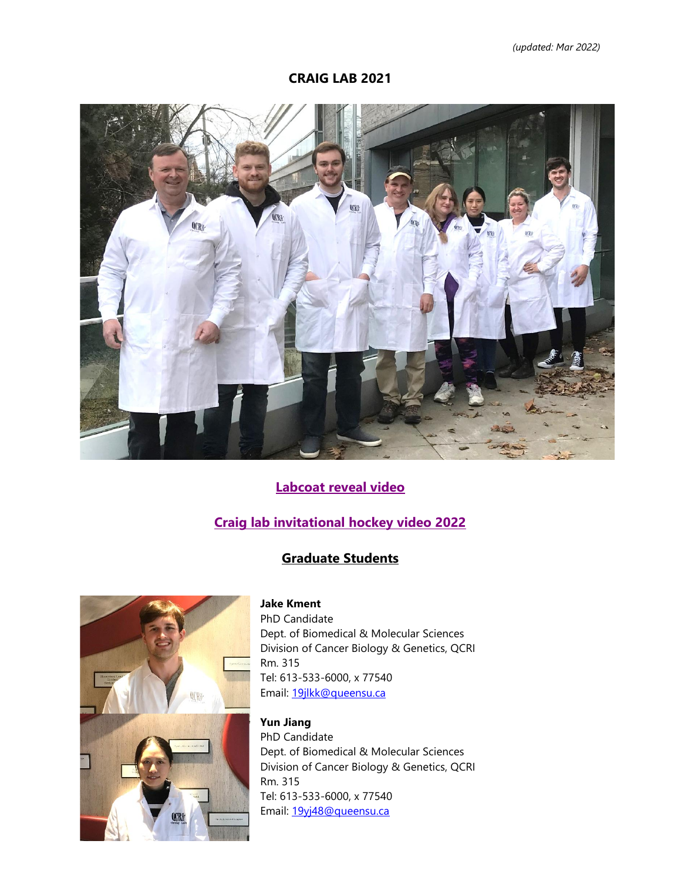*(updated: Mar 2022)*

# CRAIG LAB 2021

**[Labcoat reveal video]()**

**[Craig lab invitational hockey video 2022]()**

## Graduate Students

**Jake Kment**
PhD Candidate
Dept. of Biomedical & Molecular Sciences
Division of Cancer Biology & Genetics, QCRI
Rm. 315
Tel: 613-533-6000, x 77540
Email: [19jlkk@queensu.ca](mailto:19jlkk@queensu.ca)

**Yun Jiang**
PhD Candidate
Dept. of Biomedical & Molecular Sciences
Division of Cancer Biology & Genetics, QCRI
Rm. 315
Tel: 613-533-6000, x 77540
Email: [19yj48@queensu.ca](mailto:19yj48@queensu.ca)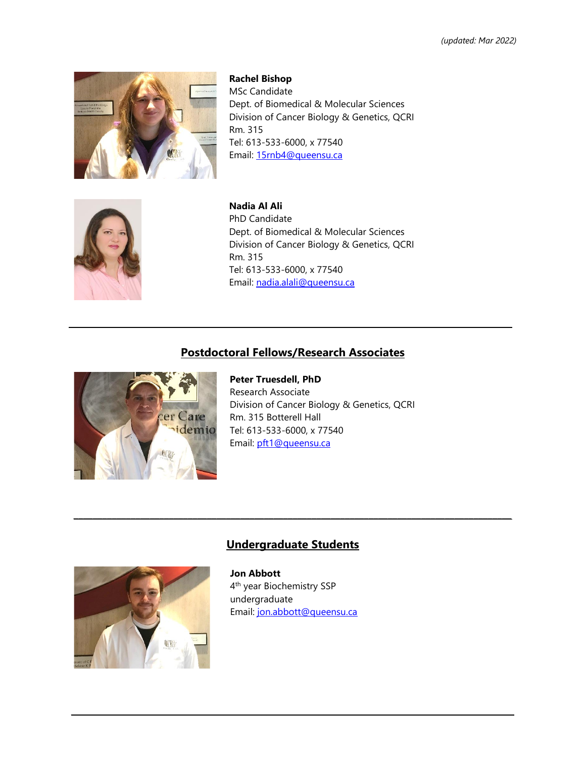*(updated: Mar 2022)*

**Rachel Bishop**
MSc Candidate
Dept. of Biomedical & Molecular Sciences
Division of Cancer Biology & Genetics, QCRI
Rm. 315
Tel: 613-533-6000, x 77540
Email: 15rnb4@queensu.ca

**Nadia Al Ali**
PhD Candidate
Dept. of Biomedical & Molecular Sciences
Division of Cancer Biology & Genetics, QCRI
Rm. 315
Tel: 613-533-6000, x 77540
Email: nadia.alali@queensu.ca

---

## Postdoctoral Fellows/Research Associates

**Peter Truesdell, PhD**
Research Associate
Division of Cancer Biology & Genetics, QCRI
Rm. 315 Botterell Hall
Tel: 613-533-6000, x 77540
Email: pft1@queensu.ca

---

## Undergraduate Students

**Jon Abbott**
4th year Biochemistry SSP undergraduate
Email: jon.abbott@queensu.ca

---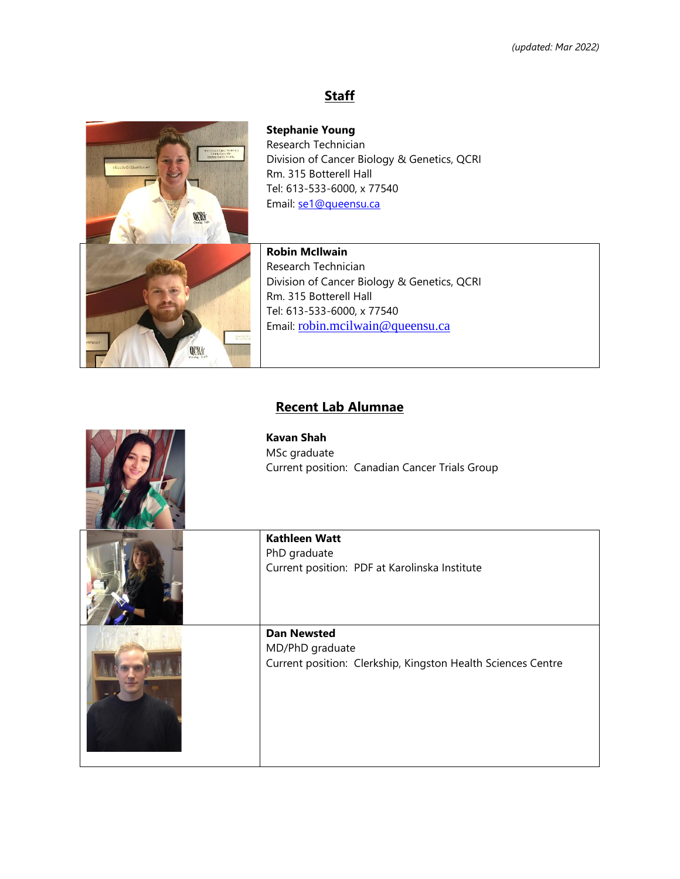*(updated: Mar 2022)*

## Staff

**Stephanie Young**
Research Technician
Division of Cancer Biology & Genetics, QCRI
Rm. 315 Botterell Hall
Tel: 613-533-6000, x 77540
Email: se1@queensu.ca

**Robin McIlwain**
Research Technician
Division of Cancer Biology & Genetics, QCRI
Rm. 315 Botterell Hall
Tel: 613-533-6000, x 77540
Email: robin.mcilwain@queensu.ca

## Recent Lab Alumnae

**Kavan Shah**
MSc graduate
Current position: Canadian Cancer Trials Group

**Kathleen Watt**
PhD graduate
Current position: PDF at Karolinska Institute

**Dan Newsted**
MD/PhD graduate
Current position: Clerkship, Kingston Health Sciences Centre